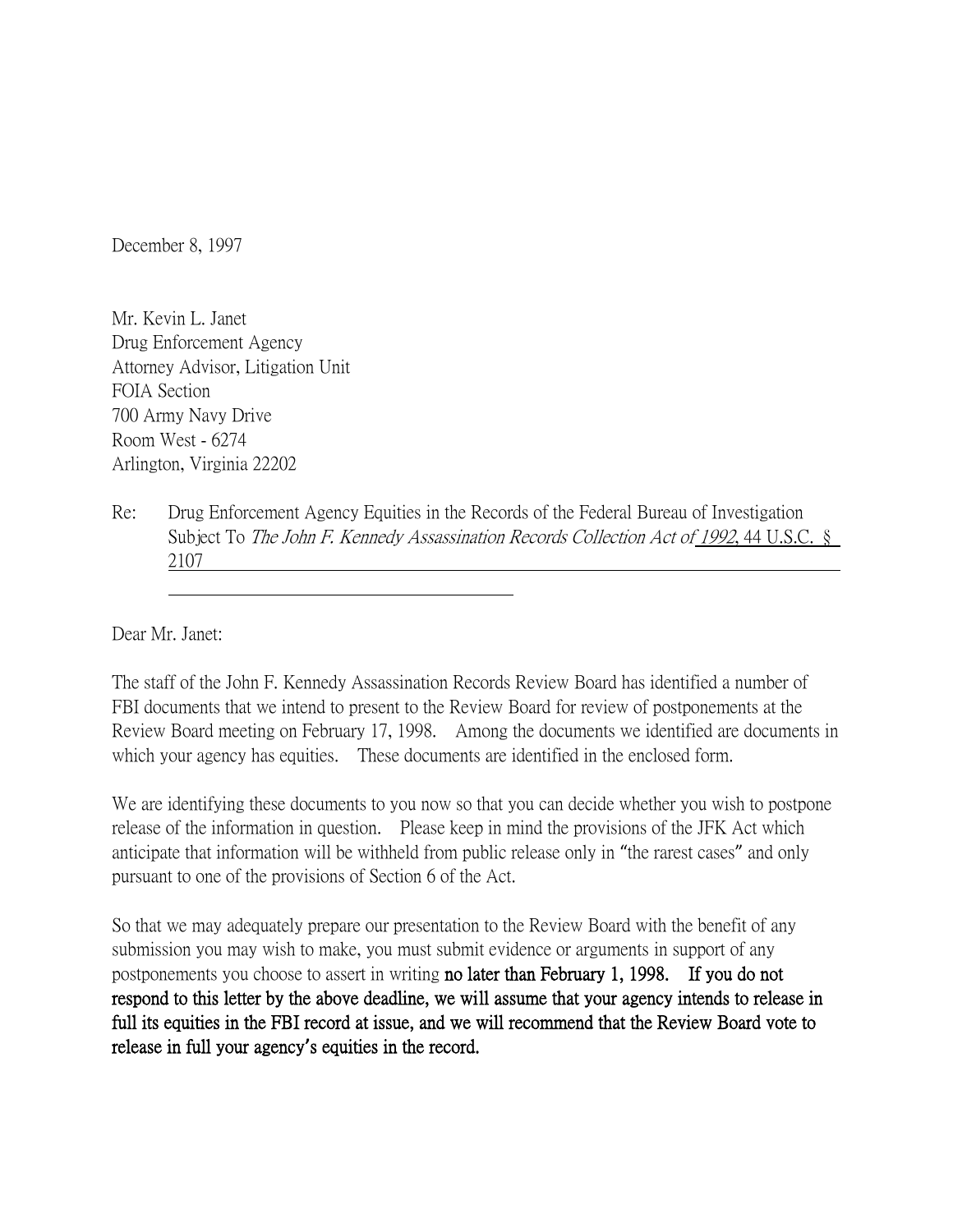December 8, 1997

Mr. Kevin L. Janet
Drug Enforcement Agency
Attorney Advisor, Litigation Unit
FOIA Section
700 Army Navy Drive
Room West - 6274
Arlington, Virginia 22202

Re: Drug Enforcement Agency Equities in the Records of the Federal Bureau of Investigation Subject To *The John F. Kennedy Assassination Records Collection Act of 1992*, 44 U.S.C. § 2107

Dear Mr. Janet:

The staff of the John F. Kennedy Assassination Records Review Board has identified a number of FBI documents that we intend to present to the Review Board for review of postponements at the Review Board meeting on February 17, 1998. Among the documents we identified are documents in which your agency has equities. These documents are identified in the enclosed form.

We are identifying these documents to you now so that you can decide whether you wish to postpone release of the information in question. Please keep in mind the provisions of the JFK Act which anticipate that information will be withheld from public release only in "the rarest cases" and only pursuant to one of the provisions of Section 6 of the Act.

So that we may adequately prepare our presentation to the Review Board with the benefit of any submission you may wish to make, you must submit evidence or arguments in support of any postponements you choose to assert in writing **no later than February 1, 1998. If you do not respond to this letter by the above deadline, we will assume that your agency intends to release in full its equities in the FBI record at issue, and we will recommend that the Review Board vote to release in full your agency's equities in the record.**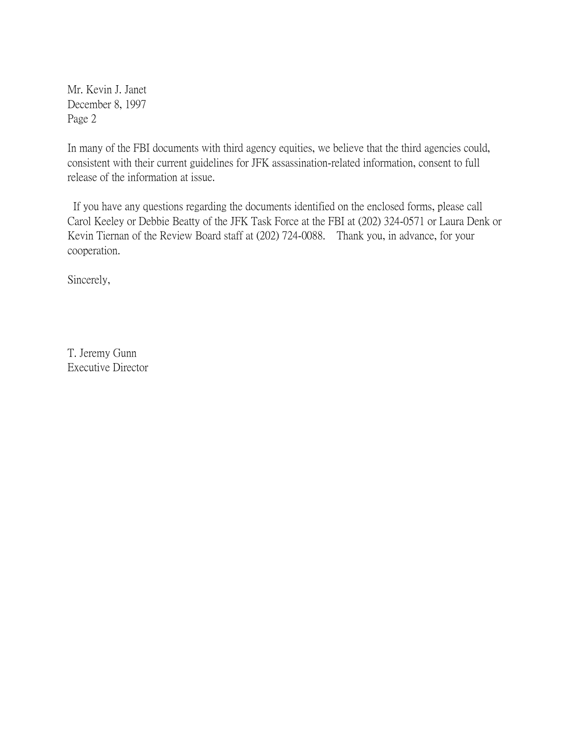Mr. Kevin J. Janet
December 8, 1997
Page 2

In many of the FBI documents with third agency equities, we believe that the third agencies could, consistent with their current guidelines for JFK assassination-related information, consent to full release of the information at issue.

If you have any questions regarding the documents identified on the enclosed forms, please call Carol Keeley or Debbie Beatty of the JFK Task Force at the FBI at (202) 324-0571 or Laura Denk or Kevin Tiernan of the Review Board staff at (202) 724-0088. Thank you, in advance, for your cooperation.

Sincerely,

T. Jeremy Gunn
Executive Director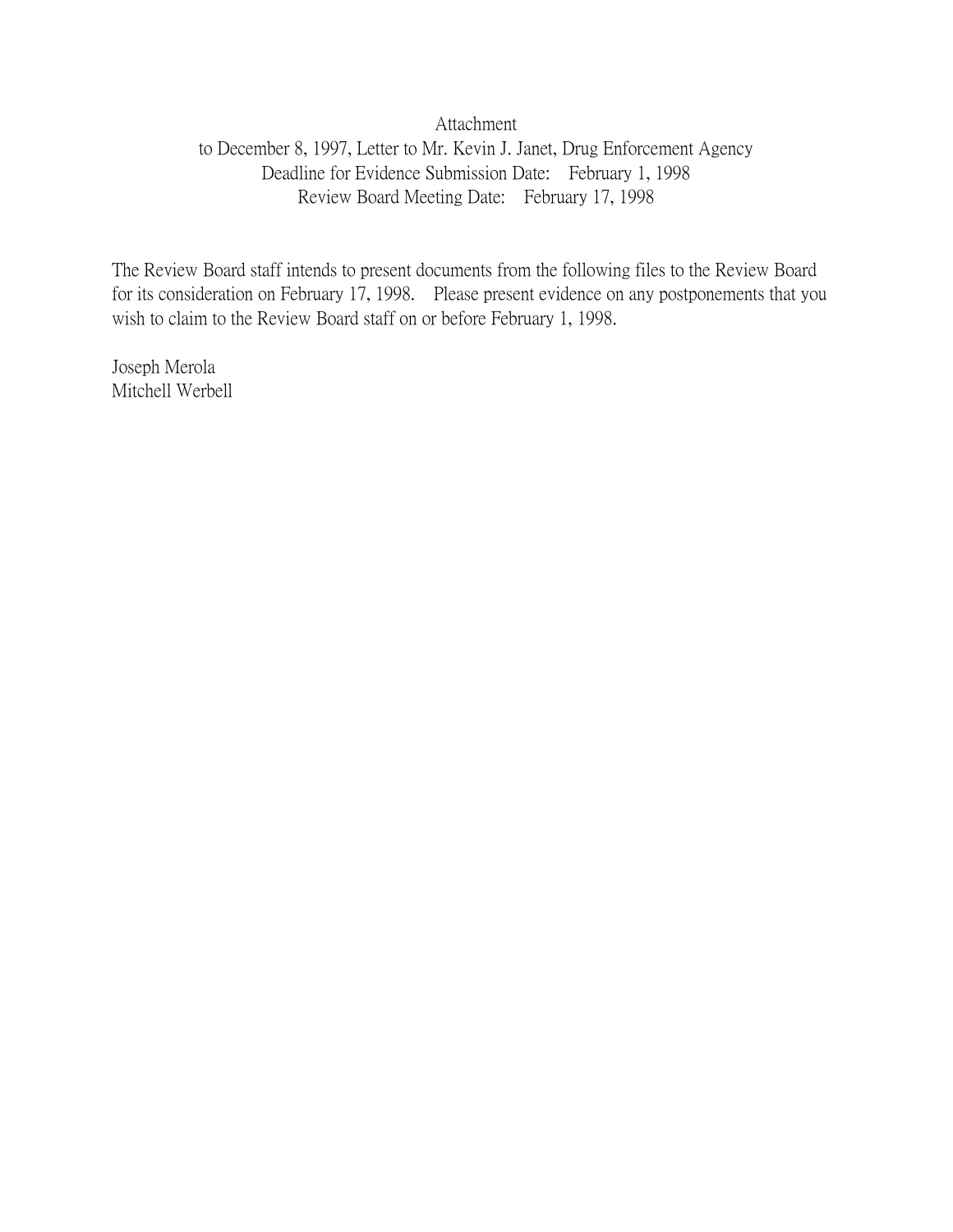Attachment
to December 8, 1997, Letter to Mr. Kevin J. Janet, Drug Enforcement Agency
Deadline for Evidence Submission Date: February 1, 1998
Review Board Meeting Date: February 17, 1998

The Review Board staff intends to present documents from the following files to the Review Board for its consideration on February 17, 1998. Please present evidence on any postponements that you wish to claim to the Review Board staff on or before February 1, 1998.

Joseph Merola
Mitchell Werbell